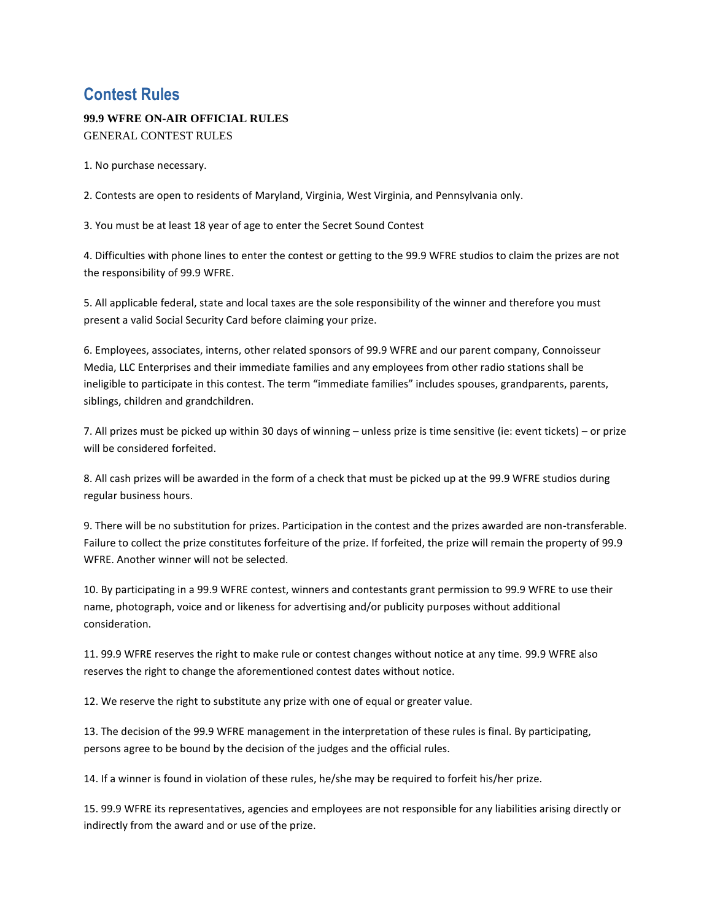# Contest Rules

**99.9 WFRE ON-AIR OFFICIAL RULES**

GENERAL CONTEST RULES

1. No purchase necessary.

2. Contests are open to residents of Maryland, Virginia, West Virginia, and Pennsylvania only.

3. You must be at least 18 year of age to enter the Secret Sound Contest

4. Difficulties with phone lines to enter the contest or getting to the 99.9 WFRE studios to claim the prizes are not the responsibility of 99.9 WFRE.

5. All applicable federal, state and local taxes are the sole responsibility of the winner and therefore you must present a valid Social Security Card before claiming your prize.

6. Employees, associates, interns, other related sponsors of 99.9 WFRE and our parent company, Connoisseur Media, LLC Enterprises and their immediate families and any employees from other radio stations shall be ineligible to participate in this contest. The term "immediate families" includes spouses, grandparents, parents, siblings, children and grandchildren.

7. All prizes must be picked up within 30 days of winning – unless prize is time sensitive (ie: event tickets) – or prize will be considered forfeited.

8. All cash prizes will be awarded in the form of a check that must be picked up at the 99.9 WFRE studios during regular business hours.

9. There will be no substitution for prizes. Participation in the contest and the prizes awarded are non-transferable. Failure to collect the prize constitutes forfeiture of the prize. If forfeited, the prize will remain the property of 99.9 WFRE. Another winner will not be selected.

10. By participating in a 99.9 WFRE contest, winners and contestants grant permission to 99.9 WFRE to use their name, photograph, voice and or likeness for advertising and/or publicity purposes without additional consideration.

11. 99.9 WFRE reserves the right to make rule or contest changes without notice at any time. 99.9 WFRE also reserves the right to change the aforementioned contest dates without notice.

12. We reserve the right to substitute any prize with one of equal or greater value.

13. The decision of the 99.9 WFRE management in the interpretation of these rules is final. By participating, persons agree to be bound by the decision of the judges and the official rules.

14. If a winner is found in violation of these rules, he/she may be required to forfeit his/her prize.

15. 99.9 WFRE its representatives, agencies and employees are not responsible for any liabilities arising directly or indirectly from the award and or use of the prize.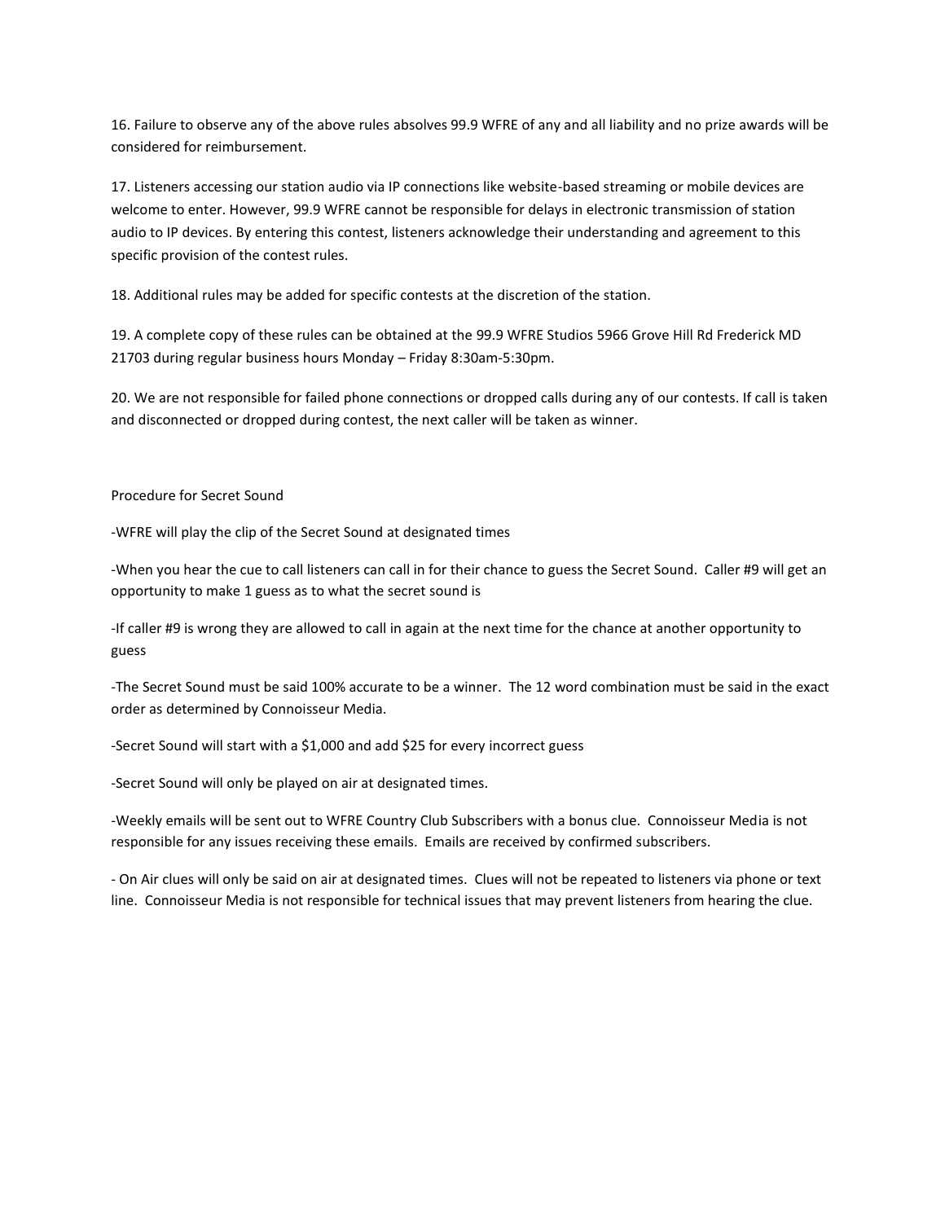16. Failure to observe any of the above rules absolves 99.9 WFRE of any and all liability and no prize awards will be considered for reimbursement.

17. Listeners accessing our station audio via IP connections like website-based streaming or mobile devices are welcome to enter. However, 99.9 WFRE cannot be responsible for delays in electronic transmission of station audio to IP devices. By entering this contest, listeners acknowledge their understanding and agreement to this specific provision of the contest rules.

18. Additional rules may be added for specific contests at the discretion of the station.

19. A complete copy of these rules can be obtained at the 99.9 WFRE Studios 5966 Grove Hill Rd Frederick MD 21703 during regular business hours Monday – Friday 8:30am-5:30pm.

20. We are not responsible for failed phone connections or dropped calls during any of our contests. If call is taken and disconnected or dropped during contest, the next caller will be taken as winner.

Procedure for Secret Sound

-WFRE will play the clip of the Secret Sound at designated times

-When you hear the cue to call listeners can call in for their chance to guess the Secret Sound. Caller #9 will get an opportunity to make 1 guess as to what the secret sound is

-If caller #9 is wrong they are allowed to call in again at the next time for the chance at another opportunity to guess

-The Secret Sound must be said 100% accurate to be a winner. The 12 word combination must be said in the exact order as determined by Connoisseur Media.

-Secret Sound will start with a $1,000 and add $25 for every incorrect guess

-Secret Sound will only be played on air at designated times.

-Weekly emails will be sent out to WFRE Country Club Subscribers with a bonus clue. Connoisseur Media is not responsible for any issues receiving these emails. Emails are received by confirmed subscribers.

- On Air clues will only be said on air at designated times. Clues will not be repeated to listeners via phone or text line. Connoisseur Media is not responsible for technical issues that may prevent listeners from hearing the clue.